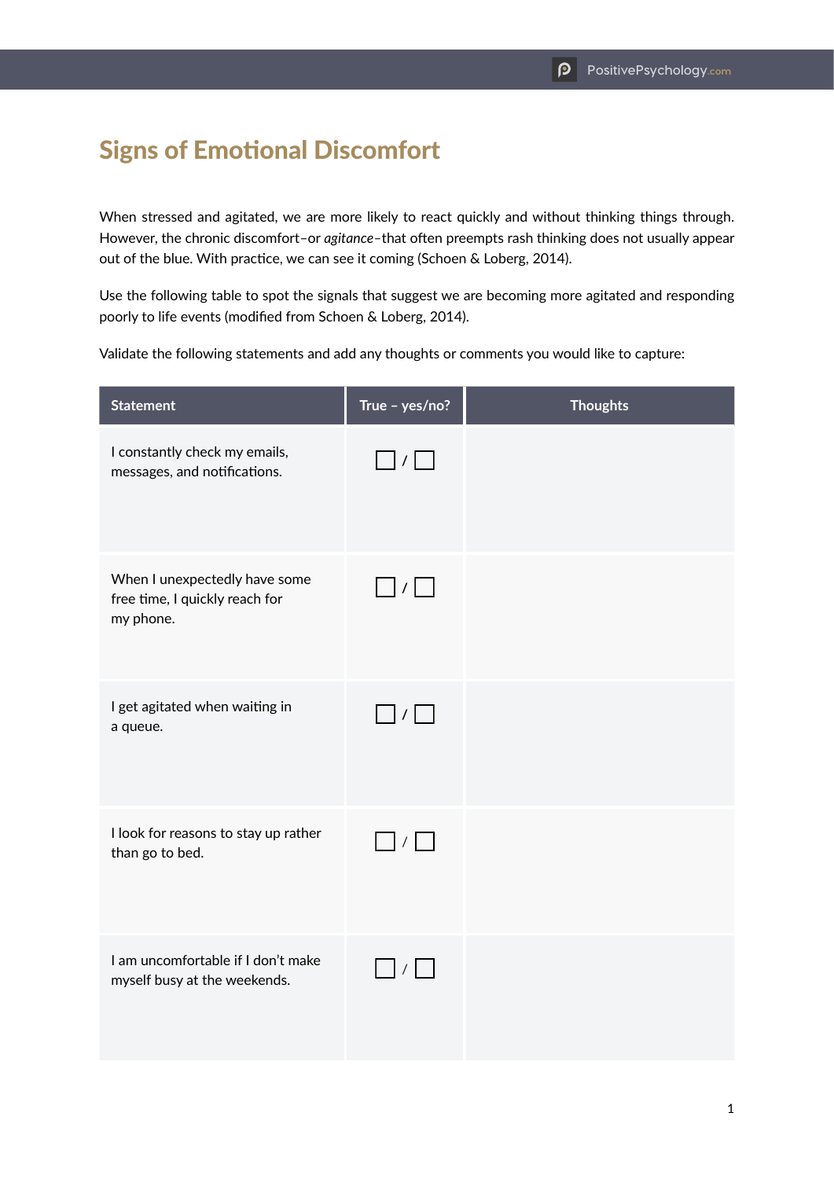# Signs of Emotional Discomfort

When stressed and agitated, we are more likely to react quickly and without thinking things through. However, the chronic discomfort–or *agitance*–that often preempts rash thinking does not usually appear out of the blue. With practice, we can see it coming (Schoen & Loberg, 2014).

Use the following table to spot the signals that suggest we are becoming more agitated and responding poorly to life events (modified from Schoen & Loberg, 2014).

Validate the following statements and add any thoughts or comments you would like to capture:

| Statement | True – yes/no? | Thoughts |
| --- | --- | --- |
| I constantly check my emails, messages, and notifications. | ☐ / ☐ | |
| When I unexpectedly have some free time, I quickly reach for my phone. | ☐ / ☐ | |
| I get agitated when waiting in a queue. | ☐ / ☐ | |
| I look for reasons to stay up rather than go to bed. | ☐ / ☐ | |
| I am uncomfortable if I don't make myself busy at the weekends. | ☐ / ☐ | |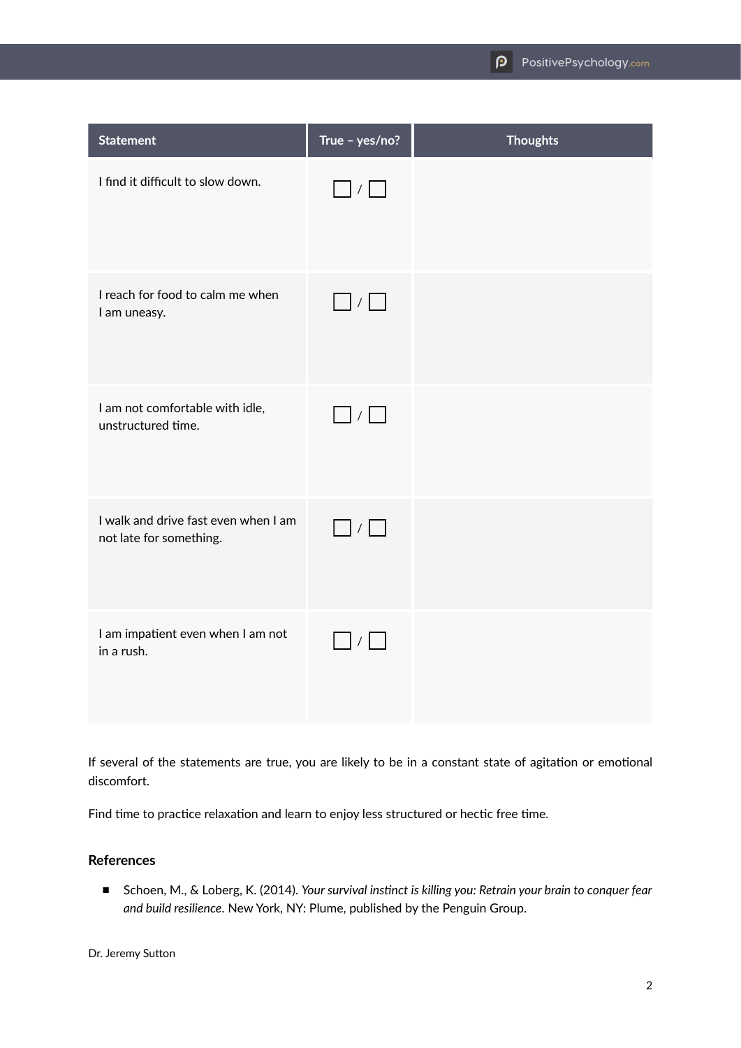| Statement | True – yes/no? | Thoughts |
|---|---|---|
| I find it difficult to slow down. | ☐ / ☐ | |
| I reach for food to calm me when I am uneasy. | ☐ / ☐ | |
| I am not comfortable with idle, unstructured time. | ☐ / ☐ | |
| I walk and drive fast even when I am not late for something. | ☐ / ☐ | |
| I am impatient even when I am not in a rush. | ☐ / ☐ | |

If several of the statements are true, you are likely to be in a constant state of agitation or emotional discomfort.

Find time to practice relaxation and learn to enjoy less structured or hectic free time.

### References

- Schoen, M., & Loberg, K. (2014). *Your survival instinct is killing you: Retrain your brain to conquer fear and build resilience*. New York, NY: Plume, published by the Penguin Group.

Dr. Jeremy Sutton